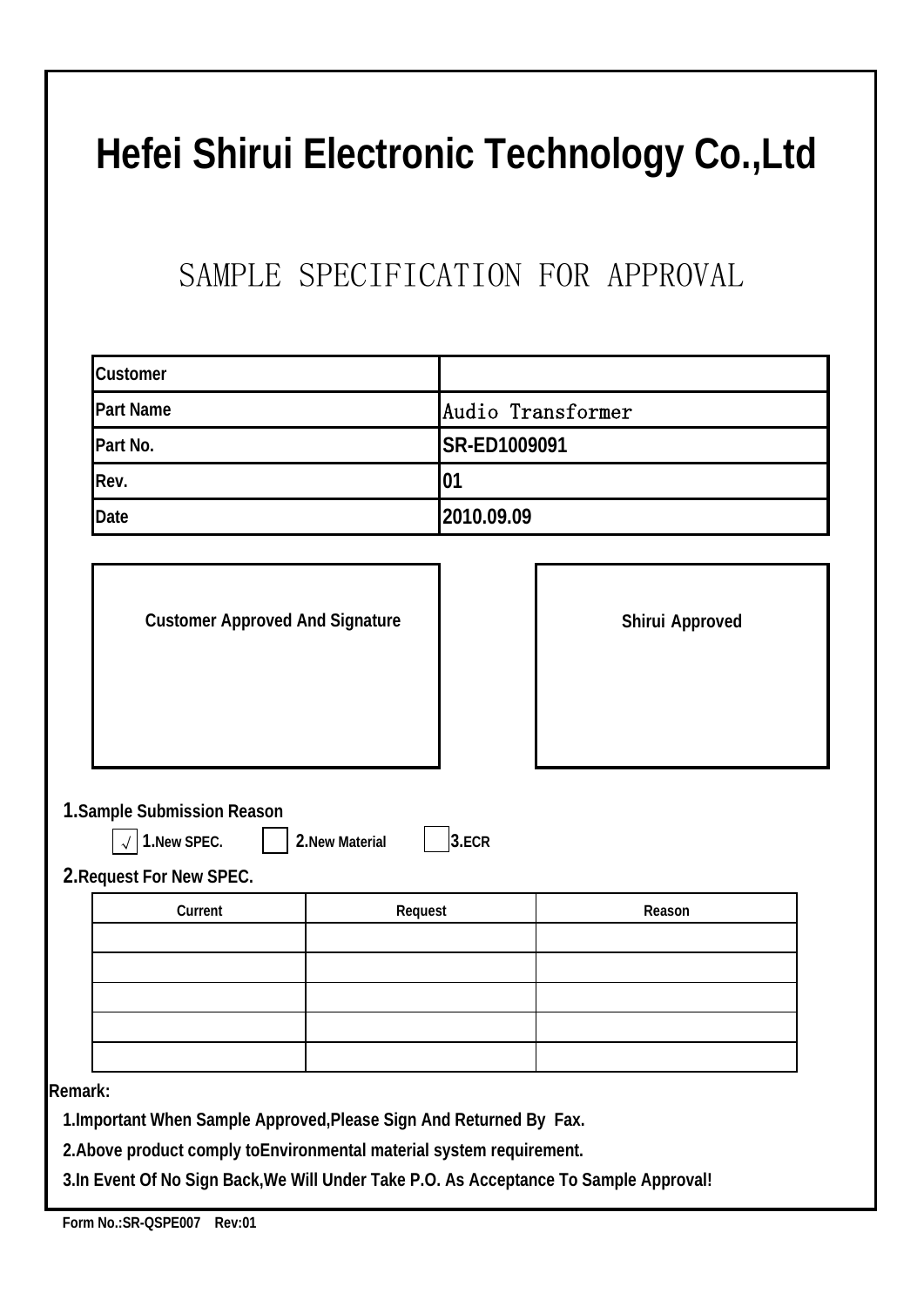# Hefei Shirui Electronic Technology Co.,Ltd

## SAMPLE SPECIFICATION FOR APPROVAL

| Customer | |
|---|---|
| Part Name | Audio Transformer |
| Part No. | SR-ED1009091 |
| Rev. | 01 |
| Date | 2010.09.09 |

| Customer Approved And Signature | Shirui Approved |
|---|---|
| | |

**1.Sample Submission Reason**

√ **1.New SPEC.** ☐ **2.New Material** ☐ **3.ECR**

**2.Request For New SPEC.**

| Current | Request | Reason |
|---|---|---|
| | | |
| | | |
| | | |
| | | |
| | | |

**Remark:**

1.Important When Sample Approved,Please Sign And Returned By Fax.

2.Above product comply toEnvironmental material system requirement.

3.In Event Of No Sign Back,We Will Under Take P.O. As Acceptance To Sample Approval!

Form No.:SR-QSPE007 Rev:01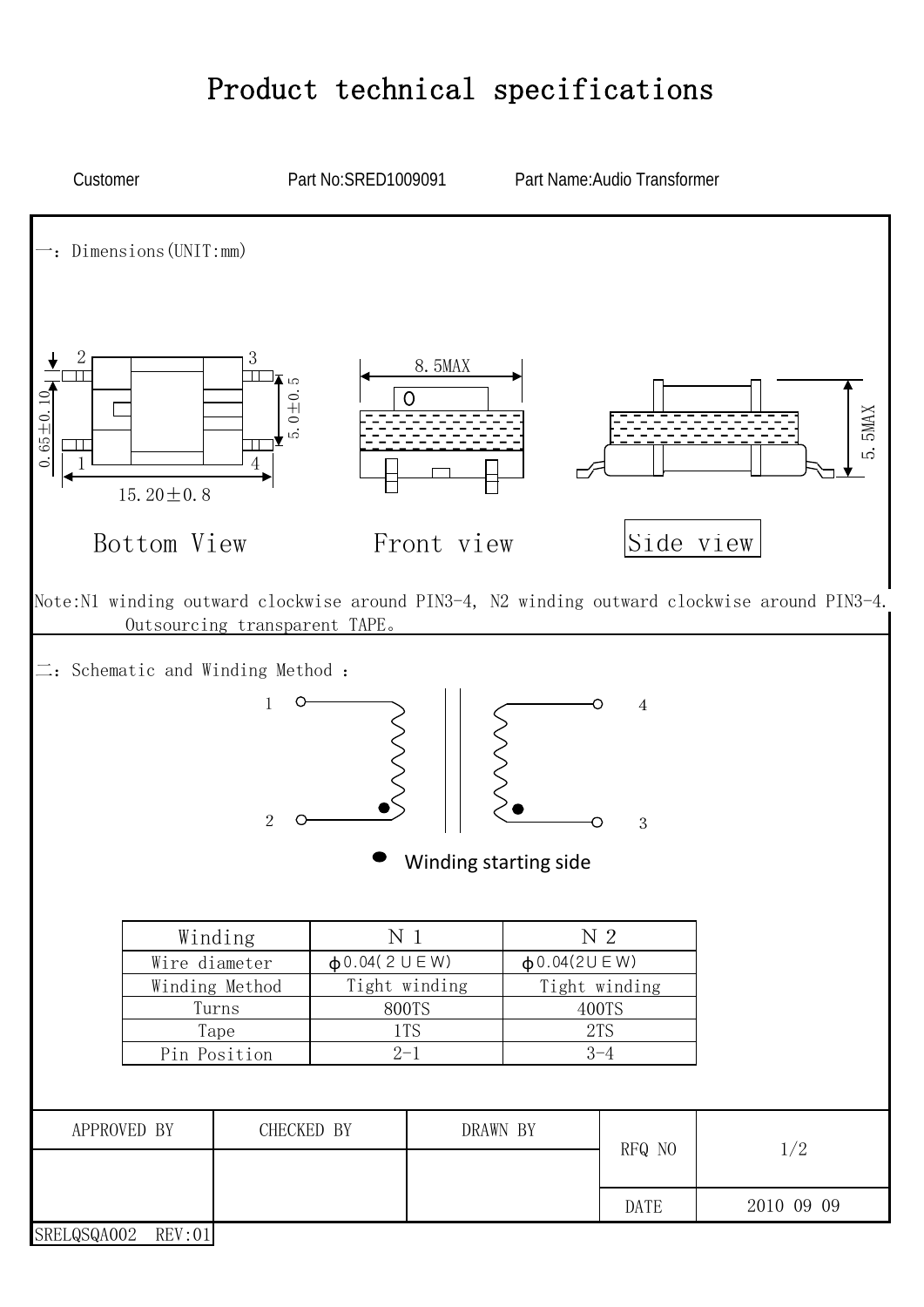# Product technical specifications

Customer　　　　　　Part No:SRED1009091　　　　Part Name:Audio Transformer

一：Dimensions(UNIT:mm)

2　3　1　4

0.65±0.10　5.0±0.5　15.20±0.8　8.5MAX　5.5MAX

Bottom View　　　Front view　　　Side view

Note:N1 winding outward clockwise around PIN3-4, N2 winding outward clockwise around PIN3-4.
Outsourcing transparent TAPE。

二：Schematic and Winding Method :

1　4　2　3

● Winding starting side

| Winding | N 1 | N 2 |
|---|---|---|
| Wire diameter | ϕ0.04(2UEW) | ϕ0.04(2UEW) |
| Winding Method | Tight winding | Tight winding |
| Turns | 800TS | 400TS |
| Tape | 1TS | 2TS |
| Pin Position | 2-1 | 3-4 |

| APPROVED BY | CHECKED BY | DRAWN BY | RFQ NO | 1/2 |
|---|---|---|---|---|
| | | | DATE | 2010 09 09 |

SRELQSQA002 REV:01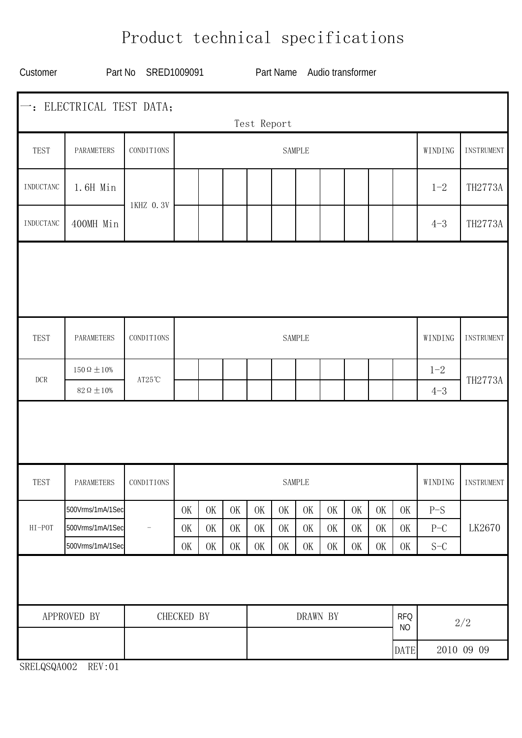# Product technical specifications

Customer Part No SRED1009091 Part Name Audio transformer

一：ELECTRICAL TEST DATA；

Test Report

| TEST | PARAMETERS | CONDITIONS | SAMPLE | | | | | | | | | | WINDING | INSTRUMENT |
|---|---|---|---|---|---|---|---|---|---|---|---|---|---|---|
| INDUCTANC | 1.6H Min | 1KHZ 0.3V | | | | | | | | | | | 1-2 | TH2773A |
| INDUCTANC | 400MH Min | | | | | | | | | | | | 4-3 | TH2773A |

| TEST | PARAMETERS | CONDITIONS | SAMPLE | | | | | | | | | | WINDING | INSTRUMENT |
|---|---|---|---|---|---|---|---|---|---|---|---|---|---|---|
| DCR | 150Ω±10% | AT25℃ | | | | | | | | | | | 1-2 | TH2773A |
| | 82Ω±10% | | | | | | | | | | | | 4-3 | |

| TEST | PARAMETERS | CONDITIONS | SAMPLE | | | | | | | | | | WINDING | INSTRUMENT |
|---|---|---|---|---|---|---|---|---|---|---|---|---|---|---|
| HI-POT | 500Vrms/1mA/1Sec | - | OK | OK | OK | OK | OK | OK | OK | OK | OK | OK | P-S | LK2670 |
| | 500Vrms/1mA/1Sec | | OK | OK | OK | OK | OK | OK | OK | OK | OK | OK | P-C | |
| | 500Vrms/1mA/1Sec | | OK | OK | OK | OK | OK | OK | OK | OK | OK | OK | S-C | |

| APPROVED BY | CHECKED BY | DRAWN BY | RFQ NO | 2/2 |
|---|---|---|---|---|
| | | | DATE | 2010 09 09 |

SRELQSQA002 REV:01